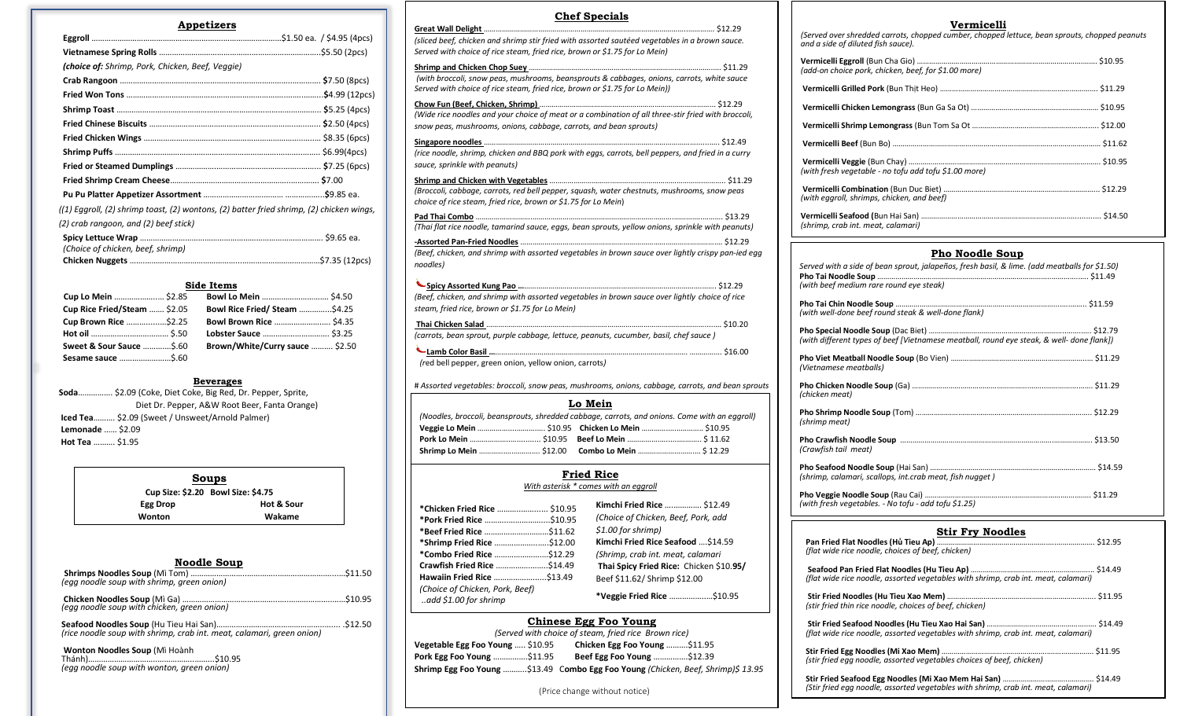## Appetizers

**Eggroll** ............ $1.50 ea. / $4.95 (4pcs)

**Vietnamese Spring Rolls** ............ $5.50 (2pcs)

*(choice of: Shrimp, Pork, Chicken, Beef, Veggie)*

**Crab Rangoon** ............ $7.50 (8pcs)

**Fried Won Tons** ............ $4.99 (12pcs)

**Shrimp Toast** ............ $5.25 (4pcs)

**Fried Chinese Biscuits** ............ $2.50 (4pcs)

**Fried Chicken Wings** ............ $8.35 (6pcs)

**Shrimp Puffs** ............ $6.99(4pcs)

**Fried or Steamed Dumplings** ............ $7.25 (6pcs)

**Fried Shrimp Cream Cheese** ............ $7.00

**Pu Pu Platter Appetizer Assortment** ............ $9.85 ea.

*((1) Eggroll, (2) shrimp toast, (2) wontons, (2) batter fried shrimp, (2) chicken wings, (2) crab rangoon, and (2) beef stick)*

**Spicy Lettuce Wrap** ............ $9.65 ea.
*(Choice of chicken, beef, shrimp)*

**Chicken Nuggets** ............ $7.35 (12pcs)

## Side Items

| | | | |
|---|---|---|---|
| **Cup Lo Mein** | $2.85 | **Bowl Lo Mein** | $4.50 |
| **Cup Rice Fried/Steam** | $2.05 | **Bowl Rice Fried/ Steam** | $4.25 |
| **Cup Brown Rice** | $2.25 | **Bowl Brown Rice** | $4.35 |
| **Hot oil** | $.50 | **Lobster Sauce** | $3.25 |
| **Sweet & Sour Sauce** | $.60 | **Brown/White/Curry sauce** | $2.50 |
| **Sesame sauce** | $.60 | | |

## Beverages

**Soda**............ $2.09 (Coke, Diet Coke, Big Red, Dr. Pepper, Sprite, Diet Dr. Pepper, A&W Root Beer, Fanta Orange)

**Iced Tea**.......... $2.09 (Sweet / Unsweet/Arnold Palmer)

**Lemonade** ...... $2.09

**Hot Tea** .......... $1.95

## Soups

**Cup Size: $2.20 Bowl Size: $4.75**

| | |
|---|---|
| **Egg Drop** | **Hot & Sour** |
| **Wonton** | **Wakame** |

## Noodle Soup

**Shrimps Noodles Soup** (Mì Tôm) ............ $11.50
*(egg noodle soup with shrimp, green onion)*

**Chicken Noodles Soup** (Mì Gà) ............ $10.95
*(egg noodle soup with chicken, green onion)*

**Seafood Noodles Soup** (Hu Tieu Hai San)............ $12.50
*(rice noodle soup with shrimp, crab int. meat, calamari, green onion)*

**Wonton Noodles Soup** (Mì Hoành Thánh)............ $10.95
*(egg noodle soup with wonton, green onion)*

## Chef Specials

**Great Wall Delight** ............ $12.29
*(sliced beef, chicken and shrimp stir fried with assorted sautéed vegetables in a brown sauce. Served with choice of rice steam, fried rice, brown or $1.75 for Lo Mein)*

**Shrimp and Chicken Chop Suey** ............ $11.29
*(with broccoli, snow peas, mushrooms, beansprouts & cabbages, onions, carrots, white sauce Served with choice of rice steam, fried rice, brown or $1.75 for Lo Mein))*

**Chow Fun (Beef, Chicken, Shrimp)** ............ $12.29
*(Wide rice noodles and your choice of meat or a combination of all three-stir fried with broccoli, snow peas, mushrooms, onions, cabbage, carrots, and bean sprouts)*

**Singapore noodles** ............ $12.49
*(rice noodle, shrimp, chicken and BBQ pork with eggs, carrots, bell peppers, and fried in a curry sauce, sprinkle with peanuts)*

**Shrimp and Chicken with Vegetables** ............ $11.29
*(Broccoli, cabbage, carrots, red bell pepper, squash, water chestnuts, mushrooms, snow peas choice of rice steam, fried rice, brown or $1.75 for Lo Mein)*

**Pad Thai Combo** ............ $13.29
*(Thai flat rice noodle, tamarind sauce, eggs, bean sprouts, yellow onions, sprinkle with peanuts)*

**-Assorted Pan-Fried Noodles** ............ $12.29
*(Beef, chicken, and shrimp with assorted vegetables in brown sauce over lightly crispy pan-ied egg noodles)*

**Spicy Assorted Kung Pao** ............ $12.29
*(Beef, chicken, and shrimp with assorted vegetables in brown sauce over lightly choice of rice steam, fried rice, brown or $1.75 for Lo Mein)*

**Thai Chicken Salad** ............ $10.20
*(carrots, bean sprout, purple cabbage, lettuce, peanuts, cucumber, basil, chef sauce )*

**Lamb Color Basil** ............ $16.00
*(red bell pepper, green onion, yellow onion, carrots)*

*# Assorted vegetables: broccoli, snow peas, mushrooms, onions, cabbage, carrots, and bean sprouts*

## Lo Mein

*(Noodles, broccoli, beansprouts, shredded cabbage, carrots, and onions. Come with an eggroll)*

| | | | |
|---|---|---|---|
| **Veggie Lo Mein** | $10.95 | **Chicken Lo Mein** | $10.95 |
| **Pork Lo Mein** | $10.95 | **Beef Lo Mein** | $ 11.62 |
| **Shrimp Lo Mein** | $12.00 | **Combo Lo Mein** | $ 12.29 |

## Fried Rice

*With asterisk \* comes with an eggroll*

**\*Chicken Fried Rice** ............ $10.95

**\*Pork Fried Rice** ............ $10.95

**\*Beef Fried Rice** ............ $11.62

**\*Shrimp Fried Rice** ............ $12.00

**\*Combo Fried Rice** ............ $12.29

**Crawfish Fried Rice** ............ $14.49

**Hawaiin Fried Rice** ............ $13.49
*(Choice of Chicken, Pork, Beef) ..add $1.00 for shrimp*

**Kimchi Fried Rice** ............ $12.49
*(Choice of Chicken, Beef, Pork, add $1.00 for shrimp)*

**Kimchi Fried Rice Seafood** .... $14.59
*(Shrimp, crab int. meat, calamari*

**Thai Spicy Fried Rice:** Chicken $10.**95**/ Beef $11.62/ Shrimp $12.00

**\*Veggie Fried Rice** ............ $10.95

## Chinese Egg Foo Young

*(Served with choice of steam, fried rice Brown rice)*

| | | | |
|---|---|---|---|
| **Vegetable Egg Foo Young** | $10.95 | **Chicken Egg Foo Young** | $11.95 |
| **Pork Egg Foo Young** | $11.95 | **Beef Egg Foo Young** | $12.39 |
| **Shrimp Egg Foo Young** | $13.49 | **Combo Egg Foo Young** *(Chicken, Beef, Shrimp)* | $ 13.95 |

(Price change without notice)

## Vermicelli

*(Served over shredded carrots, chopped cumber, chopped lettuce, bean sprouts, chopped peanuts and a side of diluted fish sauce).*

**Vermicelli Eggroll** (Bun Cha Gio) ............ $10.95
*(add-on choice pork, chicken, beef, for $1.00 more)*

**Vermicelli Grilled Pork** (Bun Thịt Heo) ............ $11.29

**Vermicelli Chicken Lemongrass** (Bun Ga Sa Ot) ............ $10.95

**Vermicelli Shrimp Lemongrass** (Bun Tom Sa Ot ............ $12.00

**Vermicelli Beef** (Bun Bo) ............ $11.62

**Vermicelli Veggie** (Bun Chay) ............ $10.95
*(with fresh vegetable - no tofu add tofu $1.00 more)*

**Vermicelli Combination** (Bun Duc Biet) ............ $12.29
*(with eggroll, shrimps, chicken, and beef)*

**Vermicelli Seafood (**Bun Hai San) ............ $14.50
*(shrimp, crab int. meat, calamari)*

## Pho Noodle Soup

*Served with a side of bean sprout, jalapeños, fresh basil, & lime. (add meatballs for $1.50)*

**Pho Tai Noodle Soup** ............ $11.49
*(with beef medium rare round eye steak)*

**Pho Tai Chin Noodle Soup** ............ $11.59
*(with well-done beef round steak & well-done flank)*

**Pho Special Noodle Soup** (Dac Biet) ............ $12.79
*(with different types of beef [Vietnamese meatball, round eye steak, & well- done flank])*

**Pho Viet Meatball Noodle Soup** (Bo Vien) ............ $11.29
*(Vietnamese meatballs)*

**Pho Chicken Noodle Soup** (Ga) ............ $11.29
*(chicken meat)*

**Pho Shrimp Noodle Soup** (Tom) ............ $12.29
*(shrimp meat)*

**Pho Crawfish Noodle Soup** ............ $13.50
*(Crawfish tail meat)*

**Pho Seafood Noodle Soup** (Hai San) ............ $14.59
*(shrimp, calamari, scallops, int.crab meat, fish nugget )*

**Pho Veggie Noodle Soup** (Rau Cai) ............ $11.29
*(with fresh vegetables. - No tofu - add tofu $1.25)*

## Stir Fry Noodles

**Pan Fried Flat Noodles (Hủ Tieu Ap)** ............ $12.95
*(flat wide rice noodle, choices of beef, chicken)*

**Seafood Pan Fried Flat Noodles (Hu Tieu Ap)** ............ $14.49
*(flat wide rice noodle, assorted vegetables with shrimp, crab int. meat, calamari)*

**Stir Fried Noodles (Hu Tieu Xao Mem)** ............ $11.95
*(stir fried thin rice noodle, choices of beef, chicken)*

**Stir Fried Seafood Noodles (Hu Tieu Xao Hai San)** ............ $14.49
*(flat wide rice noodle, assorted vegetables with shrimp, crab int. meat, calamari)*

**Stir Fried Egg Noodles (Mi Xao Mem)** ............ $11.95
*(stir fried egg noodle, assorted vegetables choices of beef, chicken)*

**Stir Fried Seafood Egg Noodles (Mi Xao Mem Hai San)** ............ $14.49
*(Stir fried egg noodle, assorted vegetables with shrimp, crab int. meat, calamari)*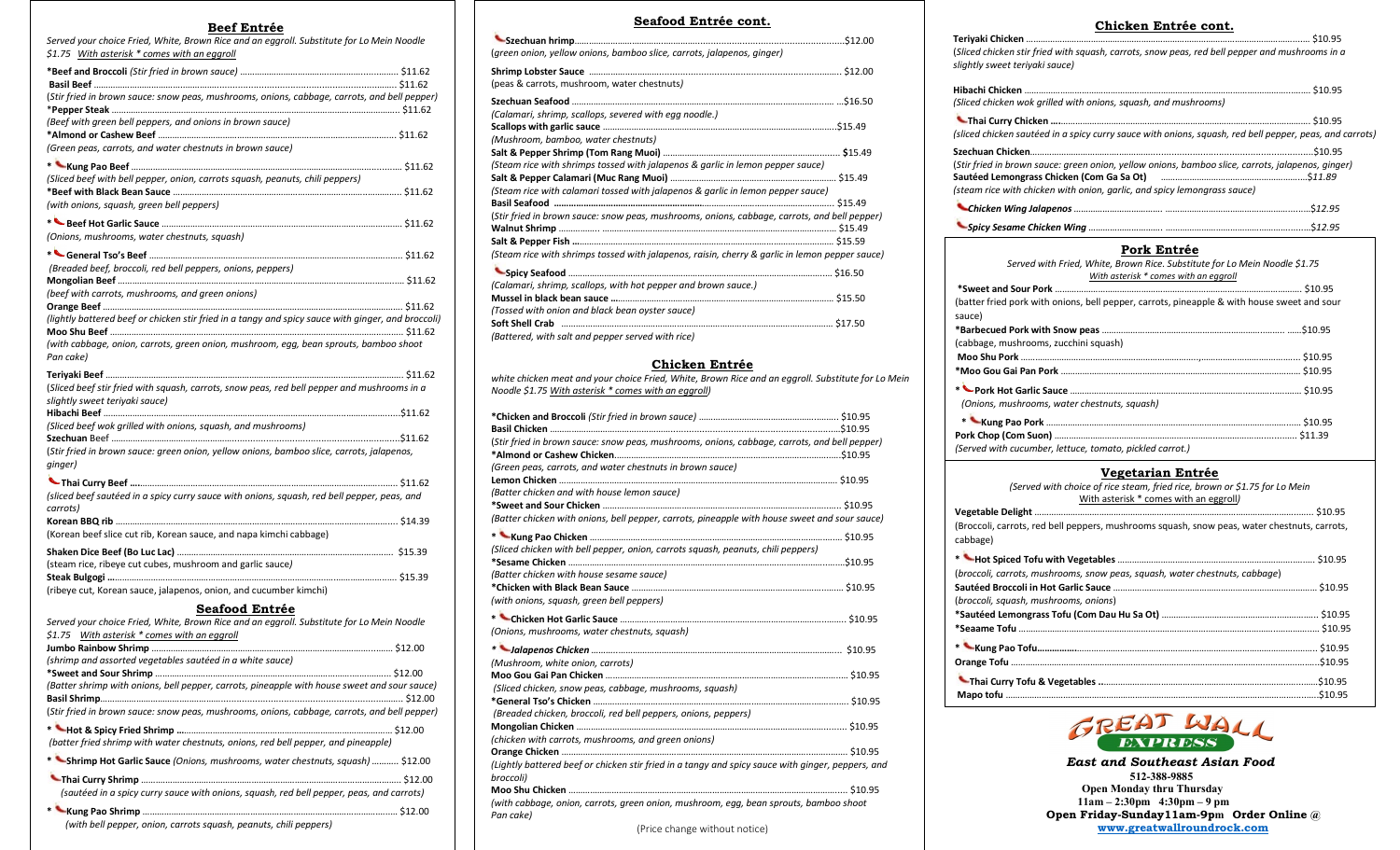## Beef Entrée

*Served your choice Fried, White, Brown Rice and an eggroll. Substitute for Lo Mein Noodle $1.75 With asterisk * comes with an eggroll*

***Beef and Broccoli** (Stir fried in brown sauce)* ........ $11.62

**Basil Beef** ........ $11.62
*(Stir fried in brown sauce: snow peas, mushrooms, onions, cabbage, carrots, and bell pepper)*

***Pepper Steak** ........ $11.62
*(Beef with green bell peppers, and onions in brown sauce)*

***Almond or Cashew Beef** ........ $11.62
*(Green peas, carrots, and water chestnuts in brown sauce)*

***Kung Pao Beef** ........ $11.62
*(Sliced beef with bell pepper, onion, carrots squash, peanuts, chili peppers)*

***Beef with Black Bean Sauce** ........ $11.62
*(with onions, squash, green bell peppers)*

***Beef Hot Garlic Sauce** ........ $11.62
*(Onions, mushrooms, water chestnuts, squash)*

***General Tso's Beef** ........ $11.62
*(Breaded beef, broccoli, red bell peppers, onions, peppers)*

**Mongolian Beef** ........ $11.62
*(beef with carrots, mushrooms, and green onions)*

**Orange Beef** ........ $11.62
*(lightly battered beef or chicken stir fried in a tangy and spicy sauce with ginger, and broccoli)*

**Moo Shu Beef** ........ $11.62
*(with cabbage, onion, carrots, green onion, mushroom, egg, bean sprouts, bamboo shoot Pan cake)*

**Teriyaki Beef** ........ $11.62
*(Sliced beef stir fried with squash, carrots, snow peas, red bell pepper and mushrooms in a slightly sweet teriyaki sauce)*

**Hibachi Beef** ........ $11.62
*(Sliced beef wok grilled with onions, squash, and mushrooms)*

**Szechuan Beef** ........ $11.62
*(Stir fried in brown sauce: green onion, yellow onions, bamboo slice, carrots, jalapenos, ginger)*

**Thai Curry Beef** ........ $11.62
*(sliced beef sautéed in a spicy curry sauce with onions, squash, red bell pepper, peas, and carrots)*

**Korean BBQ rib** ........ $14.39
(Korean beef slice cut rib, Korean sauce, and napa kimchi cabbage)

**Shaken Dice Beef (Bo Luc Lac)** ........ $15.39
(steam rice, ribeye cut cubes, mushroom and garlic sauce)

**Steak Bulgogi** ........ $15.39
(ribeye cut, Korean sauce, jalapenos, onion, and cucumber kimchi)

## Seafood Entrée

*Served your choice Fried, White, Brown Rice and an eggroll. Substitute for Lo Mein Noodle $1.75 With asterisk * comes with an eggroll*

**Jumbo Rainbow Shrimp** ........ $12.00
*(shrimp and assorted vegetables sautéed in a white sauce)*

***Sweet and Sour Shrimp** ........ $12.00
*(Batter shrimp with onions, bell pepper, carrots, pineapple with house sweet and sour sauce)*

**Basil Shrimp** ........ $12.00
*(Stir fried in brown sauce: snow peas, mushrooms, onions, cabbage, carrots, and bell pepper)*

***Hot & Spicy Fried Shrimp** ........ $12.00
*(batter fried shrimp with water chestnuts, onions, red bell pepper, and pineapple)*

***Shrimp Hot Garlic Sauce** *(Onions, mushrooms, water chestnuts, squash)* ........ $12.00

**Thai Curry Shrimp** ........ $12.00
*(sautéed in a spicy curry sauce with onions, squash, red bell pepper, peas, and carrots)*

***Kung Pao Shrimp** ........ $12.00
*(with bell pepper, onion, carrots squash, peanuts, chili peppers)*

## Seafood Entrée cont.

**Szechuan hrimp** ........ $12.00
*(green onion, yellow onions, bamboo slice, carrots, jalapenos, ginger)*

**Shrimp Lobster Sauce** ........ $12.00
(peas & carrots, mushroom, water chestnuts)

**Szechuan Seafood** ........ $16.50
*(Calamari, shrimp, scallops, severed with egg noodle.)*

**Scallops with garlic sauce** ........ $15.49
*(Mushroom, bamboo, water chestnuts)*

**Salt & Pepper Shrimp (Tom Rang Muoi)** ........ $15.49
*(Steam rice with shrimps tossed with jalapenos & garlic in lemon pepper sauce)*

**Salt & Pepper Calamari (Muc Rang Muoi)** ........ $15.49
*(Steam rice with calamari tossed with jalapenos & garlic in lemon pepper sauce)*

**Basil Seafood** ........ $15.49
(Stir fried in brown sauce: snow peas, mushrooms, onions, cabbage, carrots, and bell pepper)

**Walnut Shrimp** ........ $15.49

**Salt & Pepper Fish** ........ $15.59
*(Steam rice with shrimps tossed with jalapenos, raisin, cherry & garlic in lemon pepper sauce)*

**Spicy Seafood** ........ $16.50
*(Calamari, shrimp, scallops, with hot pepper and brown sauce.)*

**Mussel in black bean sauce** ........ $15.50
*(Tossed with onion and black bean oyster sauce)*

**Soft Shell Crab** ........ $17.50
*(Battered, with salt and pepper served with rice)*

## Chicken Entrée

*white chicken meat and your choice Fried, White, Brown Rice and an eggroll. Substitute for Lo Mein Noodle $1.75 With asterisk * comes with an eggroll)*

***Chicken and Broccoli** *(Stir fried in brown sauce)* ........ $10.95

**Basil Chicken** ........ $10.95
*(Stir fried in brown sauce: snow peas, mushrooms, onions, cabbage, carrots, and bell pepper)*

***Almond or Cashew Chicken** ........ $10.95
*(Green peas, carrots, and water chestnuts in brown sauce)*

**Lemon Chicken** ........ $10.95
*(Batter chicken and house lemon sauce)*

***Sweet and Sour Chicken** ........ $10.95
*(Batter chicken with onions, bell pepper, carrots, pineapple with house sweet and sour sauce)*

***Kung Pao Chicken** ........ $10.95
*(Sliced chicken with bell pepper, onion, carrots squash, peanuts, chili peppers)*

***Sesame Chicken** ........ $10.95
*(Batter chicken with house sesame sauce)*

***Chicken with Black Bean Sauce** ........ $10.95
*(with onions, squash, green bell peppers)*

***Chicken Hot Garlic Sauce** ........ $10.95
*(Onions, mushrooms, water chestnuts, squash)*

****Jalapenos Chicken*** ........ $10.95
*(Mushroom, white onion, carrots)*

**Moo Gou Gai Pan Chicken** ........ $10.95
*(Sliced chicken, snow peas, cabbage, mushrooms, squash)*

***General Tso's Chicken** ........ $10.95
*(Breaded chicken, broccoli, red bell peppers, onions, peppers)*

**Mongolian Chicken** ........ $10.95
*(chicken with carrots, mushrooms, and green onions)*

**Orange Chicken** ........ $10.95
*(Lightly battered beef or chicken stir fried in a tangy and spicy sauce with ginger, peppers, and broccoli)*

**Moo Shu Chicken** ........ $10.95
*(with cabbage, onion, carrots, green onion, mushroom, egg, bean sprouts, bamboo shoot Pan cake)*

(Price change without notice)

## Chicken Entrée cont.

**Teriyaki Chicken** ........ $10.95
*(Sliced chicken stir fried with squash, carrots, snow peas, red bell pepper and mushrooms in a slightly sweet teriyaki sauce)*

**Hibachi Chicken** ........ $10.95
*(Sliced chicken wok grilled with onions, squash, and mushrooms)*

**Thai Curry Chicken** ........ $10.95
*(sliced chicken sautéed in a spicy curry sauce with onions, squash, red bell pepper, peas, and carrots)*

**Szechuan Chicken** ........ $10.95
*(Stir fried in brown sauce: green onion, yellow onions, bamboo slice, carrots, jalapenos, ginger)*

**Sautéed Lemongrass Chicken (Com Ga Sa Ot)** ........ *$11.89*
*(steam rice with chicken with onion, garlic, and spicy lemongrass sauce)*

***Chicken Wing Jalapenos*** ........ *$12.95*

***Spicy Sesame Chicken Wing*** ........ *$12.95*

## Pork Entrée

*Served with Fried, White, Brown Rice. Substitute for Lo Mein Noodle $1.75 With asterisk * comes with an eggroll*

***Sweet and Sour Pork** ........ $10.95
(batter fried pork with onions, bell pepper, carrots, pineapple & with house sweet and sour sauce)

***Barbecued Pork with Snow peas** ........ $10.95
(cabbage, mushrooms, zucchini squash)

**Moo Shu Pork** ........ $10.95

***Moo Gou Gai Pan Pork** ........ $10.95

***Pork Hot Garlic Sauce** ........ $10.95
*(Onions, mushrooms, water chestnuts, squash)*

***Kung Pao Pork** ........ $10.95

**Pork Chop (Com Suon)** ........ $11.39
*(Served with cucumber, lettuce, tomato, pickled carrot.)*

## Vegetarian Entrée

*(Served with choice of rice steam, fried rice, brown or $1.75 for Lo Mein With asterisk * comes with an eggroll)*

**Vegetable Delight** ........ $10.95
(Broccoli, carrots, red bell peppers, mushrooms squash, snow peas, water chestnuts, carrots, cabbage)

***Hot Spiced Tofu with Vegetables** ........ $10.95
*(broccoli, carrots, mushrooms, snow peas, squash, water chestnuts, cabbage)*

**Sautéed Broccoli in Hot Garlic Sauce** ........ $10.95
*(broccoli, squash, mushrooms, onions)*

***Sautéed Lemongrass Tofu (Com Dau Hu Sa Ot)** ........ $10.95

***Seame Tofu** ........ $10.95

***Kung Pao Tofu** ........ $10.95

**Orange Tofu** ........ $10.95

**Thai Curry Tofu & Vegetables** ........ $10.95

**Mapo tofu** ........ $10.95

**GREAT WALL EXPRESS**

***East and Southeast Asian Food***

**512-388-9885**
**Open Monday thru Thursday**
**11am – 2:30pm 4:30pm – 9 pm**
**Open Friday-Sunday11am-9pm Order Online @**
**www.greatwallroundrock.com**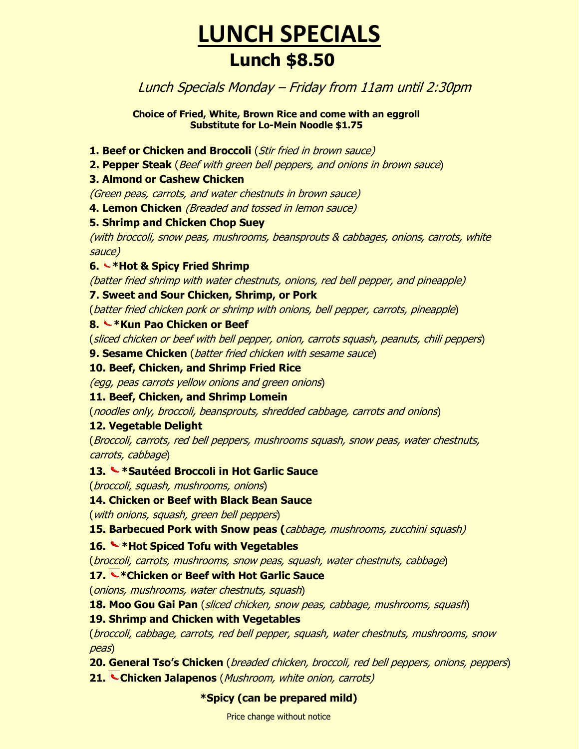# LUNCH SPECIALS

## Lunch $8.50

*Lunch Specials Monday – Friday from 11am until 2:30pm*

**Choice of Fried, White, Brown Rice and come with an eggroll**
**Substitute for Lo-Mein Noodle $1.75**

**1. Beef or Chicken and Broccoli** (*Stir fried in brown sauce)*

**2. Pepper Steak** (*Beef with green bell peppers, and onions in brown sauce*)

**3. Almond or Cashew Chicken**
*(Green peas, carrots, and water chestnuts in brown sauce)*

**4. Lemon Chicken** *(Breaded and tossed in lemon sauce)*

**5. Shrimp and Chicken Chop Suey**
*(with broccoli, snow peas, mushrooms, beansprouts & cabbages, onions, carrots, white sauce)*

**6. *Hot & Spicy Fried Shrimp**
*(batter fried shrimp with water chestnuts, onions, red bell pepper, and pineapple)*

**7. Sweet and Sour Chicken, Shrimp, or Pork**
(*batter fried chicken pork or shrimp with onions, bell pepper, carrots, pineapple*)

**8. *Kun Pao Chicken or Beef**
(*sliced chicken or beef with bell pepper, onion, carrots squash, peanuts, chili peppers*)

**9. Sesame Chicken** (*batter fried chicken with sesame sauce*)

**10. Beef, Chicken, and Shrimp Fried Rice**
*(egg, peas carrots yellow onions and green onions*)

**11. Beef, Chicken, and Shrimp Lomein**
(*noodles only, broccoli, beansprouts, shredded cabbage, carrots and onions*)

**12. Vegetable Delight**
(*Broccoli, carrots, red bell peppers, mushrooms squash, snow peas, water chestnuts, carrots, cabbage*)

**13. *Sautéed Broccoli in Hot Garlic Sauce**
(*broccoli, squash, mushrooms, onions*)

**14. Chicken or Beef with Black Bean Sauce**
(*with onions, squash, green bell peppers*)

**15. Barbecued Pork with Snow peas (***cabbage, mushrooms, zucchini squash)*

**16. *Hot Spiced Tofu with Vegetables**
(*broccoli, carrots, mushrooms, snow peas, squash, water chestnuts, cabbage*)

**17. *Chicken or Beef with Hot Garlic Sauce**
(*onions, mushrooms, water chestnuts, squash*)

**18. Moo Gou Gai Pan** (*sliced chicken, snow peas, cabbage, mushrooms, squash*)

**19. Shrimp and Chicken with Vegetables**
(*broccoli, cabbage, carrots, red bell pepper, squash, water chestnuts, mushrooms, snow peas*)

**20. General Tso's Chicken** (*breaded chicken, broccoli, red bell peppers, onions, peppers*)

**21. Chicken Jalapenos** (*Mushroom, white onion, carrots)*

**\*Spicy (can be prepared mild)**

Price change without notice